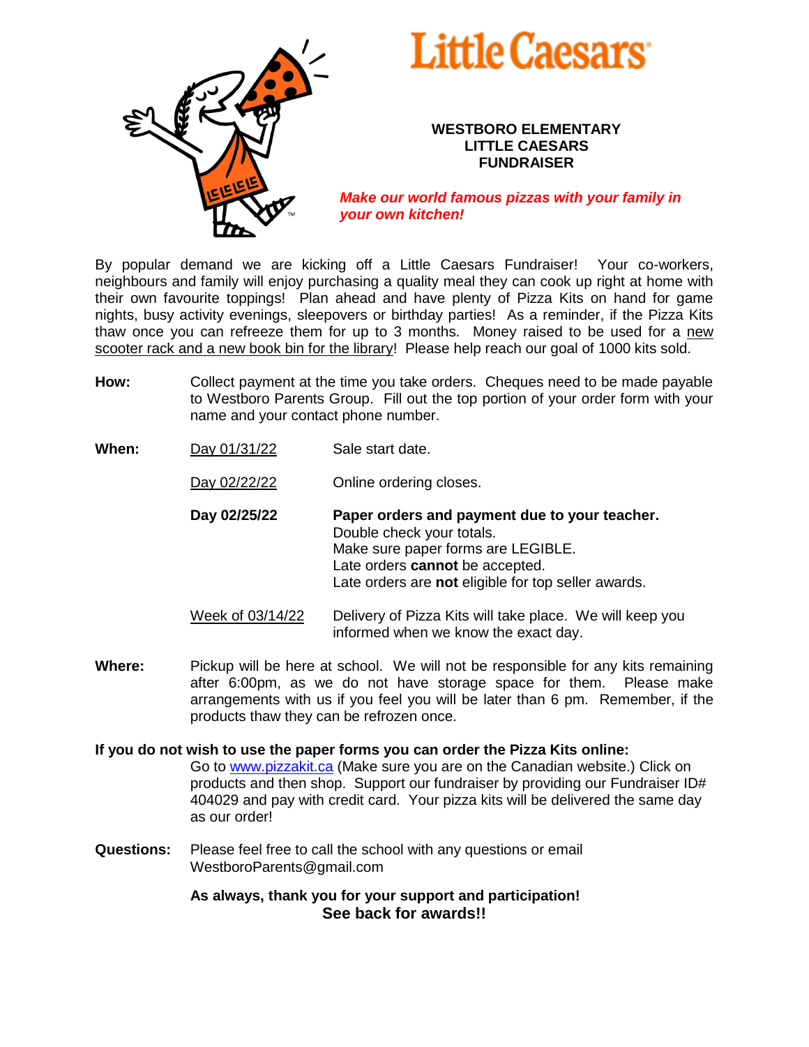# Little Caesars

**WESTBORO ELEMENTARY**
**LITTLE CAESARS**
**FUNDRAISER**

***Make our world famous pizzas with your family in your own kitchen!***

By popular demand we are kicking off a Little Caesars Fundraiser! Your co-workers, neighbours and family will enjoy purchasing a quality meal they can cook up right at home with their own favourite toppings! Plan ahead and have plenty of Pizza Kits on hand for game nights, busy activity evenings, sleepovers or birthday parties! As a reminder, if the Pizza Kits thaw once you can refreeze them for up to 3 months. Money raised to be used for a new scooter rack and a new book bin for the library! Please help reach our goal of 1000 kits sold.

**How:** Collect payment at the time you take orders. Cheques need to be made payable to Westboro Parents Group. Fill out the top portion of your order form with your name and your contact phone number.

**When:**

- Day 01/31/22 — Sale start date.
- Day 02/22/22 — Online ordering closes.
- **Day 02/25/22** — **Paper orders and payment due to your teacher.**
  Double check your totals.
  Make sure paper forms are LEGIBLE.
  Late orders **cannot** be accepted.
  Late orders are **not** eligible for top seller awards.
- Week of 03/14/22 — Delivery of Pizza Kits will take place. We will keep you informed when we know the exact day.

**Where:** Pickup will be here at school. We will not be responsible for any kits remaining after 6:00pm, as we do not have storage space for them. Please make arrangements with us if you feel you will be later than 6 pm. Remember, if the products thaw they can be refrozen once.

**If you do not wish to use the paper forms you can order the Pizza Kits online:**
Go to www.pizzakit.ca (Make sure you are on the Canadian website.) Click on products and then shop. Support our fundraiser by providing our Fundraiser ID# 404029 and pay with credit card. Your pizza kits will be delivered the same day as our order!

**Questions:** Please feel free to call the school with any questions or email WestboroParents@gmail.com

**As always, thank you for your support and participation!**

**See back for awards!!**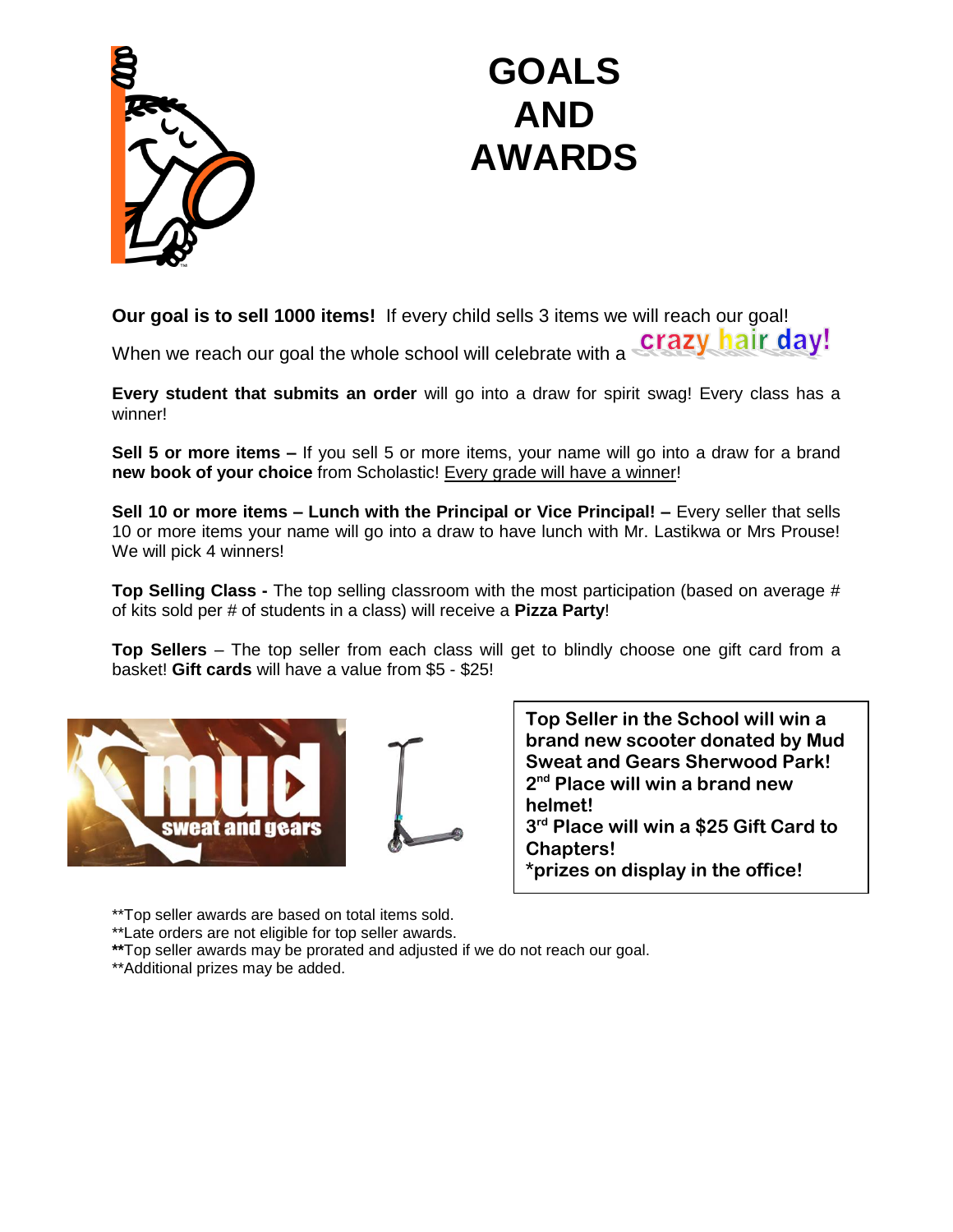# GOALS AND AWARDS

**Our goal is to sell 1000 items!** If every child sells 3 items we will reach our goal!

When we reach our goal the whole school will celebrate with a crazy hair day!

**Every student that submits an order** will go into a draw for spirit swag! Every class has a winner!

**Sell 5 or more items –** If you sell 5 or more items, your name will go into a draw for a brand **new book of your choice** from Scholastic! Every grade will have a winner!

**Sell 10 or more items – Lunch with the Principal or Vice Principal! –** Every seller that sells 10 or more items your name will go into a draw to have lunch with Mr. Lastikwa or Mrs Prouse! We will pick 4 winners!

**Top Selling Class -** The top selling classroom with the most participation (based on average # of kits sold per # of students in a class) will receive a **Pizza Party**!

**Top Sellers** – The top seller from each class will get to blindly choose one gift card from a basket! **Gift cards** will have a value from $5 - $25!

**Top Seller in the School will win a brand new scooter donated by Mud Sweat and Gears Sherwood Park!**
**2nd Place will win a brand new helmet!**
**3rd Place will win a $25 Gift Card to Chapters!**
**\*prizes on display in the office!**

**Top seller awards are based on total items sold.
**Late orders are not eligible for top seller awards.
**Top seller awards may be prorated and adjusted if we do not reach our goal.
**Additional prizes may be added.